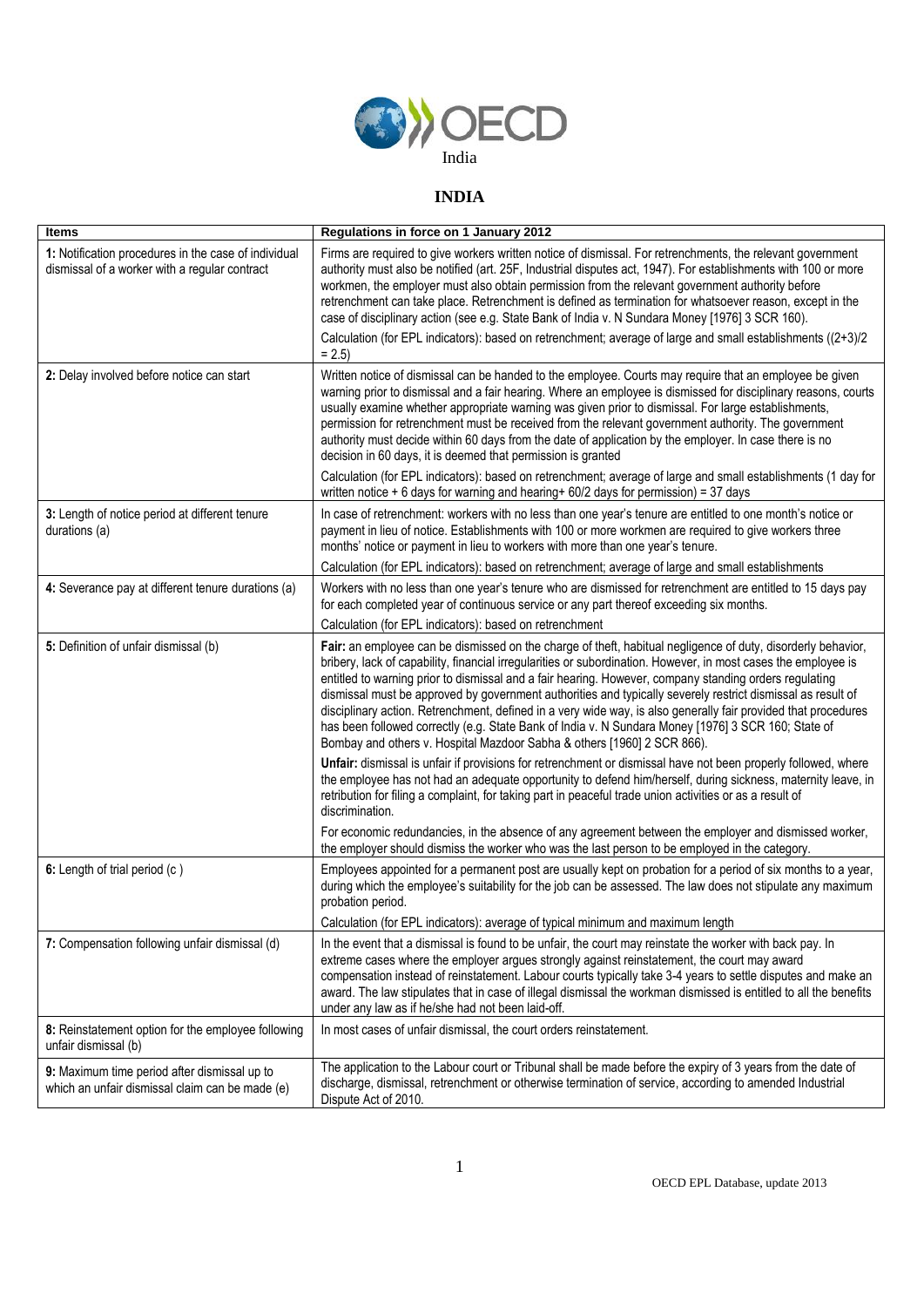# INDIA

| Items | Regulations in force on 1 January 2012 |
|---|---|
| **1:** Notification procedures in the case of individual dismissal of a worker with a regular contract | Firms are required to give workers written notice of dismissal. For retrenchments, the relevant government authority must also be notified (art. 25F, Industrial disputes act, 1947). For establishments with 100 or more workmen, the employer must also obtain permission from the relevant government authority before retrenchment can take place. Retrenchment is defined as termination for whatsoever reason, except in the case of disciplinary action (see e.g. State Bank of India v. N Sundara Money [1976] 3 SCR 160).<br><br>Calculation (for EPL indicators): based on retrenchment; average of large and small establishments ((2+3)/2 = 2.5) |
| **2:** Delay involved before notice can start | Written notice of dismissal can be handed to the employee. Courts may require that an employee be given warning prior to dismissal and a fair hearing. Where an employee is dismissed for disciplinary reasons, courts usually examine whether appropriate warning was given prior to dismissal. For large establishments, permission for retrenchment must be received from the relevant government authority. The government authority must decide within 60 days from the date of application by the employer. In case there is no decision in 60 days, it is deemed that permission is granted<br><br>Calculation (for EPL indicators): based on retrenchment; average of large and small establishments (1 day for written notice + 6 days for warning and hearing+ 60/2 days for permission) = 37 days |
| **3:** Length of notice period at different tenure durations (a) | In case of retrenchment: workers with no less than one year's tenure are entitled to one month's notice or payment in lieu of notice. Establishments with 100 or more workmen are required to give workers three months' notice or payment in lieu to workers with more than one year's tenure.<br><br>Calculation (for EPL indicators): based on retrenchment; average of large and small establishments |
| **4:** Severance pay at different tenure durations (a) | Workers with no less than one year's tenure who are dismissed for retrenchment are entitled to 15 days pay for each completed year of continuous service or any part thereof exceeding six months.<br><br>Calculation (for EPL indicators): based on retrenchment |
| **5:** Definition of unfair dismissal (b) | **Fair:** an employee can be dismissed on the charge of theft, habitual negligence of duty, disorderly behavior, bribery, lack of capability, financial irregularities or subordination. However, in most cases the employee is entitled to warning prior to dismissal and a fair hearing. However, company standing orders regulating dismissal must be approved by government authorities and typically severely restrict dismissal as result of disciplinary action. Retrenchment, defined in a very wide way, is also generally fair provided that procedures has been followed correctly (e.g. State Bank of India v. N Sundara Money [1976] 3 SCR 160; State of Bombay and others v. Hospital Mazdoor Sabha & others [1960] 2 SCR 866).<br><br>**Unfair:** dismissal is unfair if provisions for retrenchment or dismissal have not been properly followed, where the employee has not had an adequate opportunity to defend him/herself, during sickness, maternity leave, in retribution for filing a complaint, for taking part in peaceful trade union activities or as a result of discrimination.<br><br>For economic redundancies, in the absence of any agreement between the employer and dismissed worker, the employer should dismiss the worker who was the last person to be employed in the category. |
| **6:** Length of trial period (c ) | Employees appointed for a permanent post are usually kept on probation for a period of six months to a year, during which the employee's suitability for the job can be assessed. The law does not stipulate any maximum probation period.<br><br>Calculation (for EPL indicators): average of typical minimum and maximum length |
| **7:** Compensation following unfair dismissal (d) | In the event that a dismissal is found to be unfair, the court may reinstate the worker with back pay. In extreme cases where the employer argues strongly against reinstatement, the court may award compensation instead of reinstatement. Labour courts typically take 3-4 years to settle disputes and make an award. The law stipulates that in case of illegal dismissal the workman dismissed is entitled to all the benefits under any law as if he/she had not been laid-off. |
| **8:** Reinstatement option for the employee following unfair dismissal (b) | In most cases of unfair dismissal, the court orders reinstatement. |
| **9:** Maximum time period after dismissal up to which an unfair dismissal claim can be made (e) | The application to the Labour court or Tribunal shall be made before the expiry of 3 years from the date of discharge, dismissal, retrenchment or otherwise termination of service, according to amended Industrial Dispute Act of 2010. |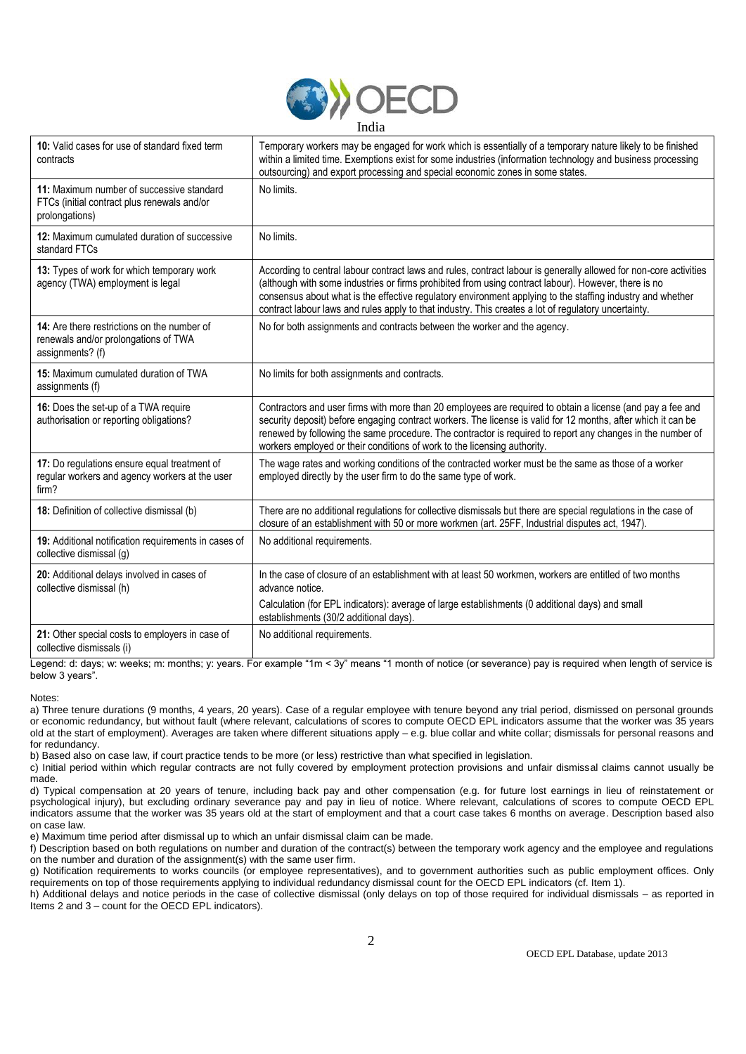India

| | |
|---|---|
| **10:** Valid cases for use of standard fixed term contracts | Temporary workers may be engaged for work which is essentially of a temporary nature likely to be finished within a limited time. Exemptions exist for some industries (information technology and business processing outsourcing) and export processing and special economic zones in some states. |
| **11:** Maximum number of successive standard FTCs (initial contract plus renewals and/or prolongations) | No limits. |
| **12:** Maximum cumulated duration of successive standard FTCs | No limits. |
| **13:** Types of work for which temporary work agency (TWA) employment is legal | According to central labour contract laws and rules, contract labour is generally allowed for non-core activities (although with some industries or firms prohibited from using contract labour). However, there is no consensus about what is the effective regulatory environment applying to the staffing industry and whether contract labour laws and rules apply to that industry. This creates a lot of regulatory uncertainty. |
| **14:** Are there restrictions on the number of renewals and/or prolongations of TWA assignments? (f) | No for both assignments and contracts between the worker and the agency. |
| **15:** Maximum cumulated duration of TWA assignments (f) | No limits for both assignments and contracts. |
| **16:** Does the set-up of a TWA require authorisation or reporting obligations? | Contractors and user firms with more than 20 employees are required to obtain a license (and pay a fee and security deposit) before engaging contract workers. The license is valid for 12 months, after which it can be renewed by following the same procedure. The contractor is required to report any changes in the number of workers employed or their conditions of work to the licensing authority. |
| **17:** Do regulations ensure equal treatment of regular workers and agency workers at the user firm? | The wage rates and working conditions of the contracted worker must be the same as those of a worker employed directly by the user firm to do the same type of work. |
| **18:** Definition of collective dismissal (b) | There are no additional regulations for collective dismissals but there are special regulations in the case of closure of an establishment with 50 or more workmen (art. 25FF, Industrial disputes act, 1947). |
| **19:** Additional notification requirements in cases of collective dismissal (g) | No additional requirements. |
| **20:** Additional delays involved in cases of collective dismissal (h) | In the case of closure of an establishment with at least 50 workmen, workers are entitled of two months advance notice.<br><br>Calculation (for EPL indicators): average of large establishments (0 additional days) and small establishments (30/2 additional days). |
| **21:** Other special costs to employers in case of collective dismissals (i) | No additional requirements. |

Legend: d: days; w: weeks; m: months; y: years. For example "1m < 3y" means "1 month of notice (or severance) pay is required when length of service is below 3 years".

Notes:

a) Three tenure durations (9 months, 4 years, 20 years). Case of a regular employee with tenure beyond any trial period, dismissed on personal grounds or economic redundancy, but without fault (where relevant, calculations of scores to compute OECD EPL indicators assume that the worker was 35 years old at the start of employment). Averages are taken where different situations apply – e.g. blue collar and white collar; dismissals for personal reasons and for redundancy.

b) Based also on case law, if court practice tends to be more (or less) restrictive than what specified in legislation.

c) Initial period within which regular contracts are not fully covered by employment protection provisions and unfair dismissal claims cannot usually be made.

d) Typical compensation at 20 years of tenure, including back pay and other compensation (e.g. for future lost earnings in lieu of reinstatement or psychological injury), but excluding ordinary severance pay and pay in lieu of notice. Where relevant, calculations of scores to compute OECD EPL indicators assume that the worker was 35 years old at the start of employment and that a court case takes 6 months on average. Description based also on case law.

e) Maximum time period after dismissal up to which an unfair dismissal claim can be made.

f) Description based on both regulations on number and duration of the contract(s) between the temporary work agency and the employee and regulations on the number and duration of the assignment(s) with the same user firm.

g) Notification requirements to works councils (or employee representatives), and to government authorities such as public employment offices. Only requirements on top of those requirements applying to individual redundancy dismissal count for the OECD EPL indicators (cf. Item 1).

h) Additional delays and notice periods in the case of collective dismissal (only delays on top of those required for individual dismissals – as reported in Items 2 and 3 – count for the OECD EPL indicators).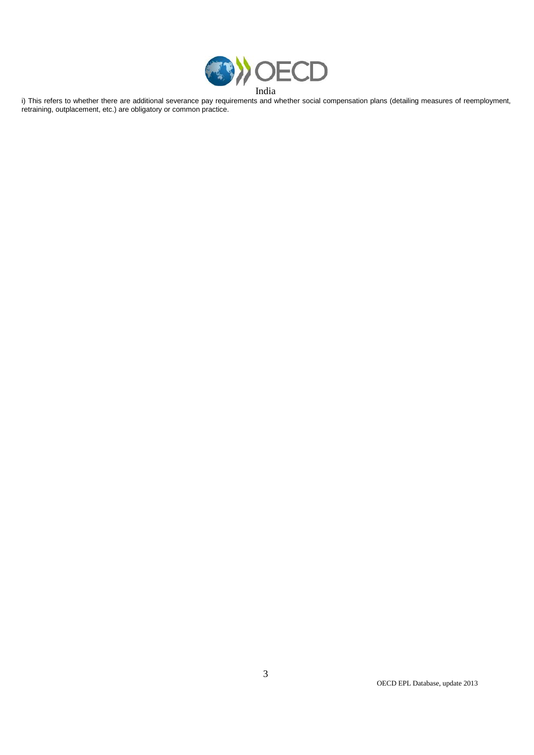i) This refers to whether there are additional severance pay requirements and whether social compensation plans (detailing measures of reemployment, retraining, outplacement, etc.) are obligatory or common practice.